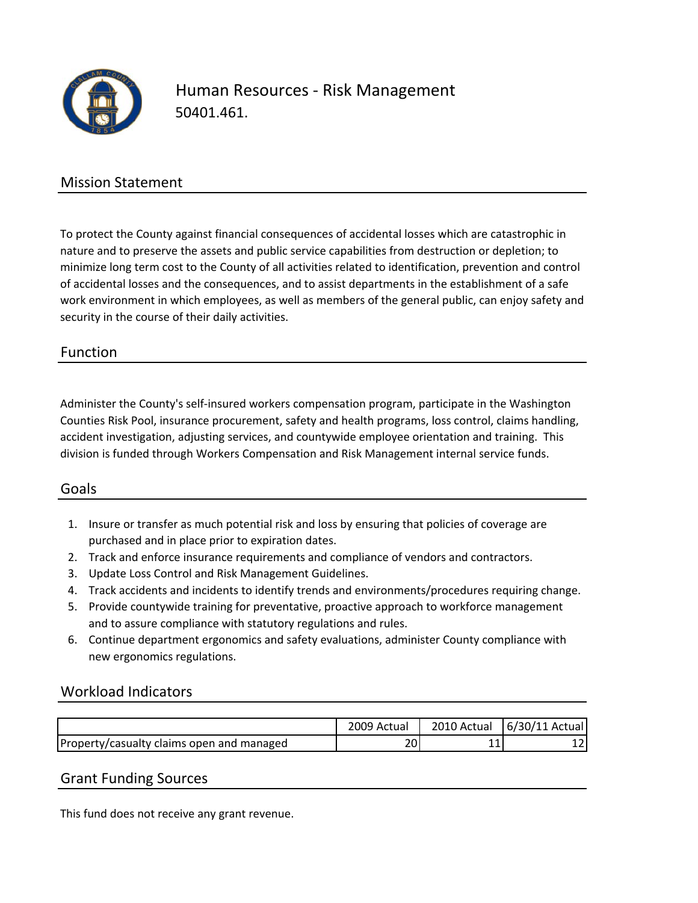# Human Resources - Risk Management

50401.461.

## Mission Statement

To protect the County against financial consequences of accidental losses which are catastrophic in nature and to preserve the assets and public service capabilities from destruction or depletion; to minimize long term cost to the County of all activities related to identification, prevention and control of accidental losses and the consequences, and to assist departments in the establishment of a safe work environment in which employees, as well as members of the general public, can enjoy safety and security in the course of their daily activities.

## Function

Administer the County's self-insured workers compensation program, participate in the Washington Counties Risk Pool, insurance procurement, safety and health programs, loss control, claims handling, accident investigation, adjusting services, and countywide employee orientation and training. This division is funded through Workers Compensation and Risk Management internal service funds.

## Goals

1. Insure or transfer as much potential risk and loss by ensuring that policies of coverage are purchased and in place prior to expiration dates.
2. Track and enforce insurance requirements and compliance of vendors and contractors.
3. Update Loss Control and Risk Management Guidelines.
4. Track accidents and incidents to identify trends and environments/procedures requiring change.
5. Provide countywide training for preventative, proactive approach to workforce management and to assure compliance with statutory regulations and rules.
6. Continue department ergonomics and safety evaluations, administer County compliance with new ergonomics regulations.

## Workload Indicators

| | 2009 Actual | 2010 Actual | 6/30/11 Actual |
|---|---|---|---|
| Property/casualty claims open and managed | 20 | 11 | 12 |

## Grant Funding Sources

This fund does not receive any grant revenue.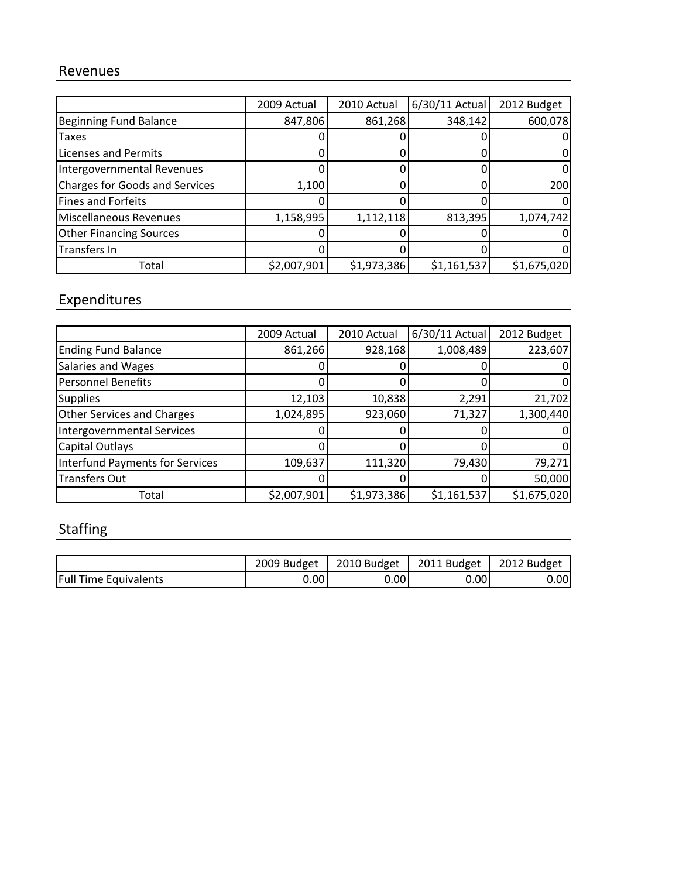## Revenues

| | 2009 Actual | 2010 Actual | 6/30/11 Actual | 2012 Budget |
|---|---|---|---|---|
| Beginning Fund Balance | 847,806 | 861,268 | 348,142 | 600,078 |
| Taxes | 0 | 0 | 0 | 0 |
| Licenses and Permits | 0 | 0 | 0 | 0 |
| Intergovernmental Revenues | 0 | 0 | 0 | 0 |
| Charges for Goods and Services | 1,100 | 0 | 0 | 200 |
| Fines and Forfeits | 0 | 0 | 0 | 0 |
| Miscellaneous Revenues | 1,158,995 | 1,112,118 | 813,395 | 1,074,742 |
| Other Financing Sources | 0 | 0 | 0 | 0 |
| Transfers In | 0 | 0 | 0 | 0 |
| Total | $2,007,901 | $1,973,386 | $1,161,537 | $1,675,020 |

## Expenditures

| | 2009 Actual | 2010 Actual | 6/30/11 Actual | 2012 Budget |
|---|---|---|---|---|
| Ending Fund Balance | 861,266 | 928,168 | 1,008,489 | 223,607 |
| Salaries and Wages | 0 | 0 | 0 | 0 |
| Personnel Benefits | 0 | 0 | 0 | 0 |
| Supplies | 12,103 | 10,838 | 2,291 | 21,702 |
| Other Services and Charges | 1,024,895 | 923,060 | 71,327 | 1,300,440 |
| Intergovernmental Services | 0 | 0 | 0 | 0 |
| Capital Outlays | 0 | 0 | 0 | 0 |
| Interfund Payments for Services | 109,637 | 111,320 | 79,430 | 79,271 |
| Transfers Out | 0 | 0 | 0 | 50,000 |
| Total | $2,007,901 | $1,973,386 | $1,161,537 | $1,675,020 |

## Staffing

| | 2009 Budget | 2010 Budget | 2011 Budget | 2012 Budget |
|---|---|---|---|---|
| Full Time Equivalents | 0.00 | 0.00 | 0.00 | 0.00 |